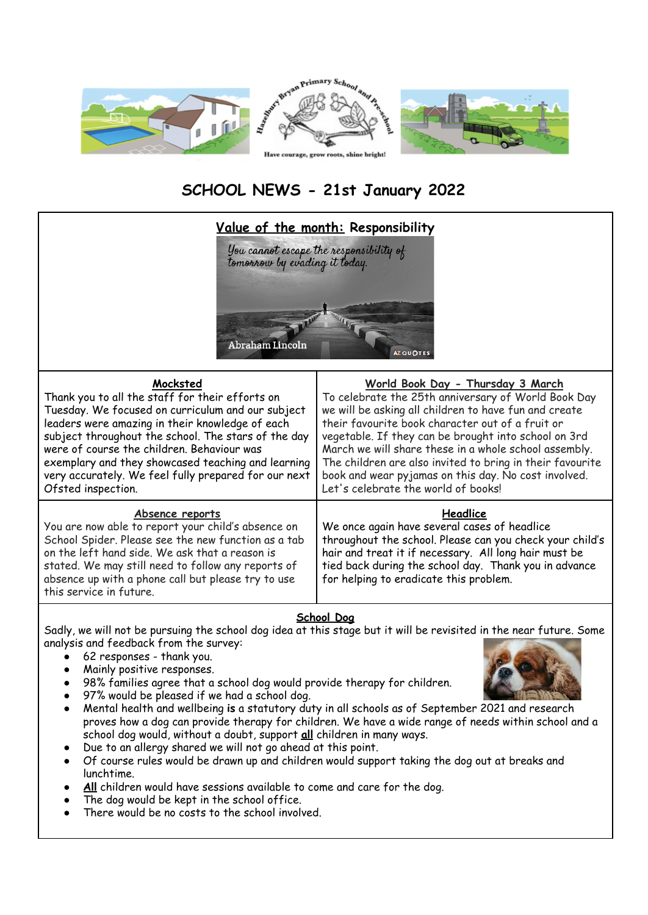Hazelbury Bryan Primary School and Pre-school

Have courage, grow roots, shine bright!

# SCHOOL NEWS - 21st January 2022

## Value of the month: Responsibility

*You cannot escape the responsibility of tomorrow by evading it today.*

Abraham Lincoln

### Mocksted

Thank you to all the staff for their efforts on Tuesday. We focused on curriculum and our subject leaders were amazing in their knowledge of each subject throughout the school. The stars of the day were of course the children. Behaviour was exemplary and they showcased teaching and learning very accurately. We feel fully prepared for our next Ofsted inspection.

### World Book Day - Thursday 3 March

To celebrate the 25th anniversary of World Book Day we will be asking all children to have fun and create their favourite book character out of a fruit or vegetable. If they can be brought into school on 3rd March we will share these in a whole school assembly. The children are also invited to bring in their favourite book and wear pyjamas on this day. No cost involved. Let's celebrate the world of books!

### Absence reports

You are now able to report your child's absence on School Spider. Please see the new function as a tab on the left hand side. We ask that a reason is stated. We may still need to follow any reports of absence up with a phone call but please try to use this service in future.

### Headlice

We once again have several cases of headlice throughout the school. Please can you check your child's hair and treat it if necessary. All long hair must be tied back during the school day. Thank you in advance for helping to eradicate this problem.

### School Dog

Sadly, we will not be pursuing the school dog idea at this stage but it will be revisited in the near future. Some analysis and feedback from the survey:

- 62 responses - thank you.
- Mainly positive responses.
- 98% families agree that a school dog would provide therapy for children.
- 97% would be pleased if we had a school dog.
- Mental health and wellbeing **is** a statutory duty in all schools as of September 2021 and research proves how a dog can provide therapy for children. We have a wide range of needs within school and a school dog would, without a doubt, support **all** children in many ways.
- Due to an allergy shared we will not go ahead at this point.
- Of course rules would be drawn up and children would support taking the dog out at breaks and lunchtime.
- **All** children would have sessions available to come and care for the dog.
- The dog would be kept in the school office.
- There would be no costs to the school involved.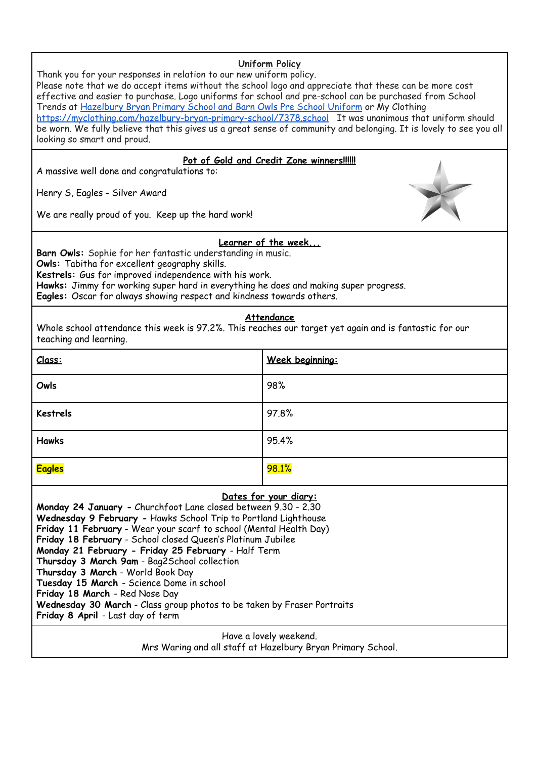## Uniform Policy

Thank you for your responses in relation to our new uniform policy.
Please note that we do accept items without the school logo and appreciate that these can be more cost effective and easier to purchase. Logo uniforms for school and pre-school can be purchased from School Trends at [Hazelbury Bryan Primary School and Barn Owls Pre School Uniform] or My Clothing https://myclothing.com/hazelbury-bryan-primary-school/7378.school It was unanimous that uniform should be worn. We fully believe that this gives us a great sense of community and belonging. It is lovely to see you all looking so smart and proud.

## Pot of Gold and Credit Zone winners!!!!!!

A massive well done and congratulations to:

Henry S, Eagles - Silver Award

We are really proud of you. Keep up the hard work!

## Learner of the week...

**Barn Owls:** Sophie for her fantastic understanding in music.
**Owls:** Tabitha for excellent geography skills.
**Kestrels:** Gus for improved independence with his work.
**Hawks:** Jimmy for working super hard in everything he does and making super progress.
**Eagles:** Oscar for always showing respect and kindness towards others.

## Attendance

Whole school attendance this week is 97.2%. This reaches our target yet again and is fantastic for our teaching and learning.

| Class: | Week beginning: |
|---|---|
| Owls | 98% |
| Kestrels | 97.8% |
| Hawks | 95.4% |
| Eagles | 98.1% |

## Dates for your diary:

**Monday 24 January -** Churchfoot Lane closed between 9.30 - 2.30
**Wednesday 9 February -** Hawks School Trip to Portland Lighthouse
**Friday 11 February** - Wear your scarf to school (Mental Health Day)
**Friday 18 February** - School closed Queen's Platinum Jubilee
**Monday 21 February - Friday 25 February** - Half Term
**Thursday 3 March 9am** - Bag2School collection
**Thursday 3 March** - World Book Day
**Tuesday 15 March** - Science Dome in school
**Friday 18 March** - Red Nose Day
**Wednesday 30 March** - Class group photos to be taken by Fraser Portraits
**Friday 8 April** - Last day of term

Have a lovely weekend.
Mrs Waring and all staff at Hazelbury Bryan Primary School.